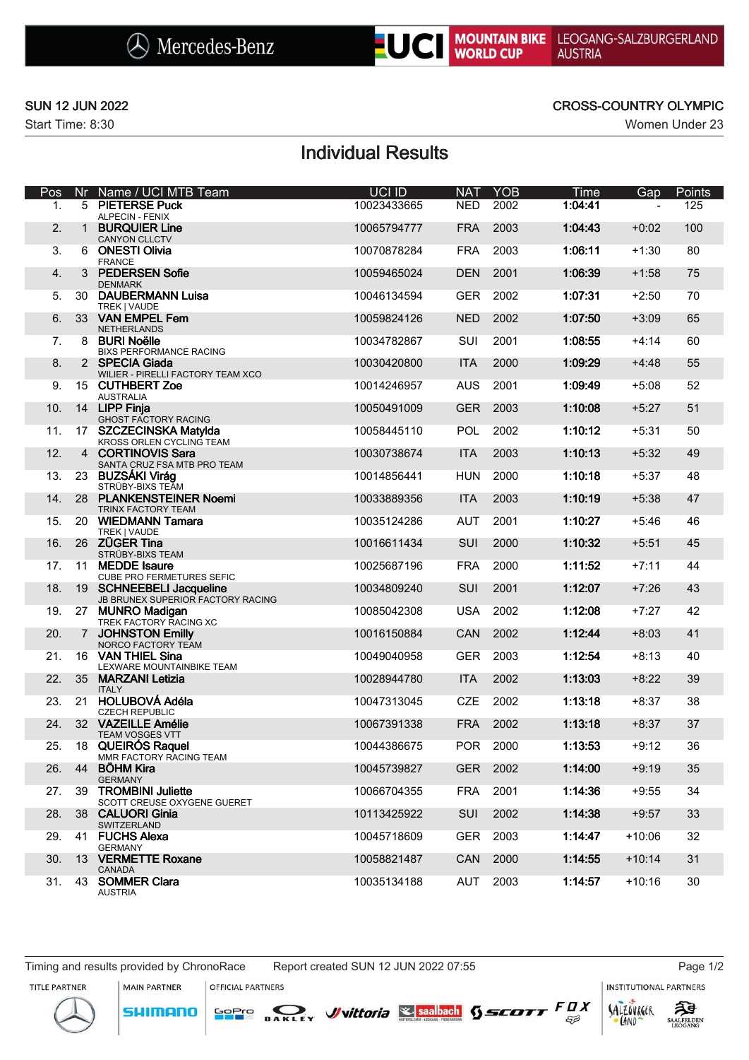Mercedes-Benz | UCI MOUNTAIN BIKE WORLD CUP | LEOGANG-SALZBURGERLAND AUSTRIA

SUN 12 JUN 2022 — CROSS-COUNTRY OLYMPIC

Start Time: 8:30 — Women Under 23

# Individual Results

| Pos | Nr | Name / UCI MTB Team | UCI ID | NAT | YOB | Time | Gap | Points |
|---|---|---|---|---|---|---|---|---|
| 1. | 5 | **PIETERSE Puck** ALPECIN - FENIX | 10023433665 | NED | 2002 | **1:04:41** | - | 125 |
| 2. | 1 | **BURQUIER Line** CANYON CLLCTV | 10065794777 | FRA | 2003 | **1:04:43** | +0:02 | 100 |
| 3. | 6 | **ONESTI Olivia** FRANCE | 10070878284 | FRA | 2003 | **1:06:11** | +1:30 | 80 |
| 4. | 3 | **PEDERSEN Sofie** DENMARK | 10059465024 | DEN | 2001 | **1:06:39** | +1:58 | 75 |
| 5. | 30 | **DAUBERMANN Luisa** TREK \| VAUDE | 10046134594 | GER | 2002 | **1:07:31** | +2:50 | 70 |
| 6. | 33 | **VAN EMPEL Fem** NETHERLANDS | 10059824126 | NED | 2002 | **1:07:50** | +3:09 | 65 |
| 7. | 8 | **BURI Noëlle** BIXS PERFORMANCE RACING | 10034782867 | SUI | 2001 | **1:08:55** | +4:14 | 60 |
| 8. | 2 | **SPECIA Giada** WILIER - PIRELLI FACTORY TEAM XCO | 10030420800 | ITA | 2000 | **1:09:29** | +4:48 | 55 |
| 9. | 15 | **CUTHBERT Zoe** AUSTRALIA | 10014246957 | AUS | 2001 | **1:09:49** | +5:08 | 52 |
| 10. | 14 | **LIPP Finja** GHOST FACTORY RACING | 10050491009 | GER | 2003 | **1:10:08** | +5:27 | 51 |
| 11. | 17 | **SZCZECINSKA Matylda** KROSS ORLEN CYCLING TEAM | 10058445110 | POL | 2002 | **1:10:12** | +5:31 | 50 |
| 12. | 4 | **CORTINOVIS Sara** SANTA CRUZ FSA MTB PRO TEAM | 10030738674 | ITA | 2003 | **1:10:13** | +5:32 | 49 |
| 13. | 23 | **BUZSÁKI Virág** STRÜBY-BIXS TEAM | 10014856441 | HUN | 2000 | **1:10:18** | +5:37 | 48 |
| 14. | 28 | **PLANKENSTEINER Noemi** TRINX FACTORY TEAM | 10033889356 | ITA | 2003 | **1:10:19** | +5:38 | 47 |
| 15. | 20 | **WIEDMANN Tamara** TREK \| VAUDE | 10035124286 | AUT | 2001 | **1:10:27** | +5:46 | 46 |
| 16. | 26 | **ZÜGER Tina** STRÜBY-BIXS TEAM | 10016611434 | SUI | 2000 | **1:10:32** | +5:51 | 45 |
| 17. | 11 | **MEDDE Isaure** CUBE PRO FERMETURES SEFIC | 10025687196 | FRA | 2000 | **1:11:52** | +7:11 | 44 |
| 18. | 19 | **SCHNEEBELI Jacqueline** JB BRUNEX SUPERIOR FACTORY RACING | 10034809240 | SUI | 2001 | **1:12:07** | +7:26 | 43 |
| 19. | 27 | **MUNRO Madigan** TREK FACTORY RACING XC | 10085042308 | USA | 2002 | **1:12:08** | +7:27 | 42 |
| 20. | 7 | **JOHNSTON Emilly** NORCO FACTORY TEAM | 10016150884 | CAN | 2002 | **1:12:44** | +8:03 | 41 |
| 21. | 16 | **VAN THIEL Sina** LEXWARE MOUNTAINBIKE TEAM | 10049040958 | GER | 2003 | **1:12:54** | +8:13 | 40 |
| 22. | 35 | **MARZANI Letizia** ITALY | 10028944780 | ITA | 2002 | **1:13:03** | +8:22 | 39 |
| 23. | 21 | **HOLUBOVÁ Adéla** CZECH REPUBLIC | 10047313045 | CZE | 2002 | **1:13:18** | +8:37 | 38 |
| 24. | 32 | **VAZEILLE Amélie** TEAM VOSGES VTT | 10067391338 | FRA | 2002 | **1:13:18** | +8:37 | 37 |
| 25. | 18 | **QUEIRÓS Raquel** MMR FACTORY RACING TEAM | 10044386675 | POR | 2000 | **1:13:53** | +9:12 | 36 |
| 26. | 44 | **BÖHM Kira** GERMANY | 10045739827 | GER | 2002 | **1:14:00** | +9:19 | 35 |
| 27. | 39 | **TROMBINI Juliette** SCOTT CREUSE OXYGENE GUERET | 10066704355 | FRA | 2001 | **1:14:36** | +9:55 | 34 |
| 28. | 38 | **CALUORI Ginia** SWITZERLAND | 10113425922 | SUI | 2002 | **1:14:38** | +9:57 | 33 |
| 29. | 41 | **FUCHS Alexa** GERMANY | 10045718609 | GER | 2003 | **1:14:47** | +10:06 | 32 |
| 30. | 13 | **VERMETTE Roxane** CANADA | 10058821487 | CAN | 2000 | **1:14:55** | +10:14 | 31 |
| 31. | 43 | **SOMMER Clara** AUSTRIA | 10035134188 | AUT | 2003 | **1:14:57** | +10:16 | 30 |

Timing and results provided by ChronoRace — Report created SUN 12 JUN 2022 07:55

TITLE PARTNER | MAIN PARTNER | OFFICIAL PARTNERS | INSTITUTIONAL PARTNERS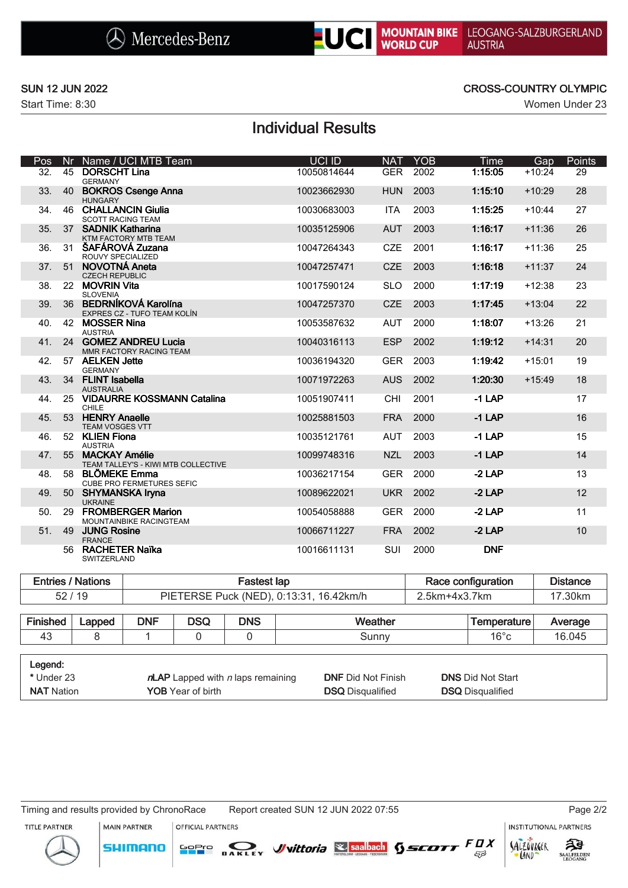SUN 12 JUN 2022

Start Time: 8:30

CROSS-COUNTRY OLYMPIC

Women Under 23

# Individual Results

| Pos | Nr | Name / UCI MTB Team | UCI ID | NAT | YOB | Time | Gap | Points |
|---|---|---|---|---|---|---|---|---|
| 32. | 45 | **DORSCHT Lina**<br>GERMANY | 10050814644 | GER | 2002 | **1:15:05** | +10:24 | 29 |
| 33. | 40 | **BOKROS Csenge Anna**<br>HUNGARY | 10023662930 | HUN | 2003 | **1:15:10** | +10:29 | 28 |
| 34. | 46 | **CHALLANCIN Giulia**<br>SCOTT RACING TEAM | 10030683003 | ITA | 2003 | **1:15:25** | +10:44 | 27 |
| 35. | 37 | **SADNIK Katharina**<br>KTM FACTORY MTB TEAM | 10035125906 | AUT | 2003 | **1:16:17** | +11:36 | 26 |
| 36. | 31 | **ŠAFÁROVÁ Zuzana**<br>ROUVY SPECIALIZED | 10047264343 | CZE | 2001 | **1:16:17** | +11:36 | 25 |
| 37. | 51 | **NOVOTNÁ Aneta**<br>CZECH REPUBLIC | 10047257471 | CZE | 2003 | **1:16:18** | +11:37 | 24 |
| 38. | 22 | **MOVRIN Vita**<br>SLOVENIA | 10017590124 | SLO | 2000 | **1:17:19** | +12:38 | 23 |
| 39. | 36 | **BEDRNÍKOVÁ Karolína**<br>EXPRES CZ - TUFO TEAM KOLÍN | 10047257370 | CZE | 2003 | **1:17:45** | +13:04 | 22 |
| 40. | 42 | **MOSSER Nina**<br>AUSTRIA | 10053587632 | AUT | 2000 | **1:18:07** | +13:26 | 21 |
| 41. | 24 | **GOMEZ ANDREU Lucia**<br>MMR FACTORY RACING TEAM | 10040316113 | ESP | 2002 | **1:19:12** | +14:31 | 20 |
| 42. | 57 | **AELKEN Jette**<br>GERMANY | 10036194320 | GER | 2003 | **1:19:42** | +15:01 | 19 |
| 43. | 34 | **FLINT Isabella**<br>AUSTRALIA | 10071972263 | AUS | 2002 | **1:20:30** | +15:49 | 18 |
| 44. | 25 | **VIDAURRE KOSSMANN Catalina**<br>CHILE | 10051907411 | CHI | 2001 | **-1 LAP** | | 17 |
| 45. | 53 | **HENRY Anaelle**<br>TEAM VOSGES VTT | 10025881503 | FRA | 2000 | **-1 LAP** | | 16 |
| 46. | 52 | **KLIEN Fiona**<br>AUSTRIA | 10035121761 | AUT | 2003 | **-1 LAP** | | 15 |
| 47. | 55 | **MACKAY Amélie**<br>TEAM TALLEY'S - KIWI MTB COLLECTIVE | 10099748316 | NZL | 2003 | **-1 LAP** | | 14 |
| 48. | 58 | **BLÖMEKE Emma**<br>CUBE PRO FERMETURES SEFIC | 10036217154 | GER | 2000 | **-2 LAP** | | 13 |
| 49. | 50 | **SHYMANSKA Iryna**<br>UKRAINE | 10089622021 | UKR | 2002 | **-2 LAP** | | 12 |
| 50. | 29 | **FROMBERGER Marion**<br>MOUNTAINBIKE RACINGTEAM | 10054058888 | GER | 2000 | **-2 LAP** | | 11 |
| 51. | 49 | **JUNG Rosine**<br>FRANCE | 10066711227 | FRA | 2002 | **-2 LAP** | | 10 |
| | 56 | **RACHETER Naïka**<br>SWITZERLAND | 10016611131 | SUI | 2000 | **DNF** | | |

| Entries / Nations | Fastest lap | Race configuration | Distance |
|---|---|---|---|
| 52 / 19 | PIETERSE Puck (NED), 0:13:31, 16.42km/h | 2.5km+4x3.7km | 17.30km |

| Finished | Lapped | DNF | DSQ | DNS | Weather | Temperature | Average |
|---|---|---|---|---|---|---|---|
| 43 | 8 | 1 | 0 | 0 | Sunny | 16°c | 16.045 |

Legend:
* Under 23
**NAT** Nation
***n*LAP** Lapped with *n* laps remaining
**YOB** Year of birth
**DNF** Did Not Finish
**DSQ** Disqualified
**DNS** Did Not Start
**DSQ** Disqualified

Timing and results provided by ChronoRace — Report created SUN 12 JUN 2022 07:55